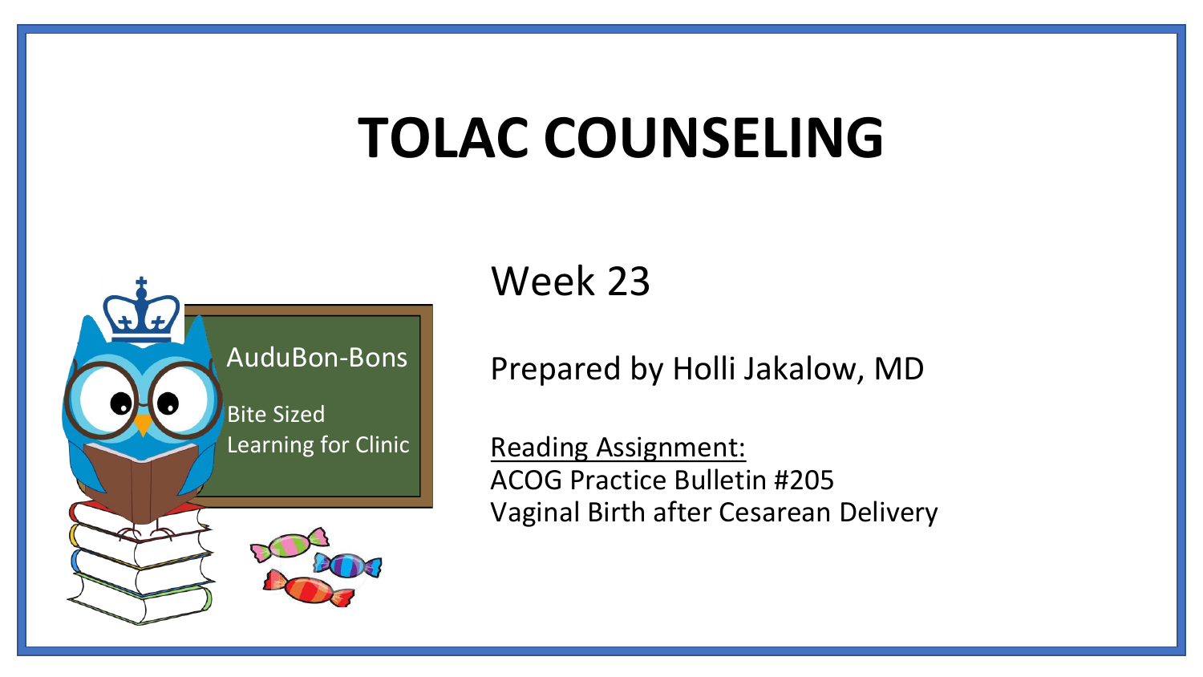# TOLAC COUNSELING

AuduBon-Bons

Bite Sized Learning for Clinic

Week 23

Prepared by Holli Jakalow, MD

<u>Reading Assignment:</u>
ACOG Practice Bulletin #205
Vaginal Birth after Cesarean Delivery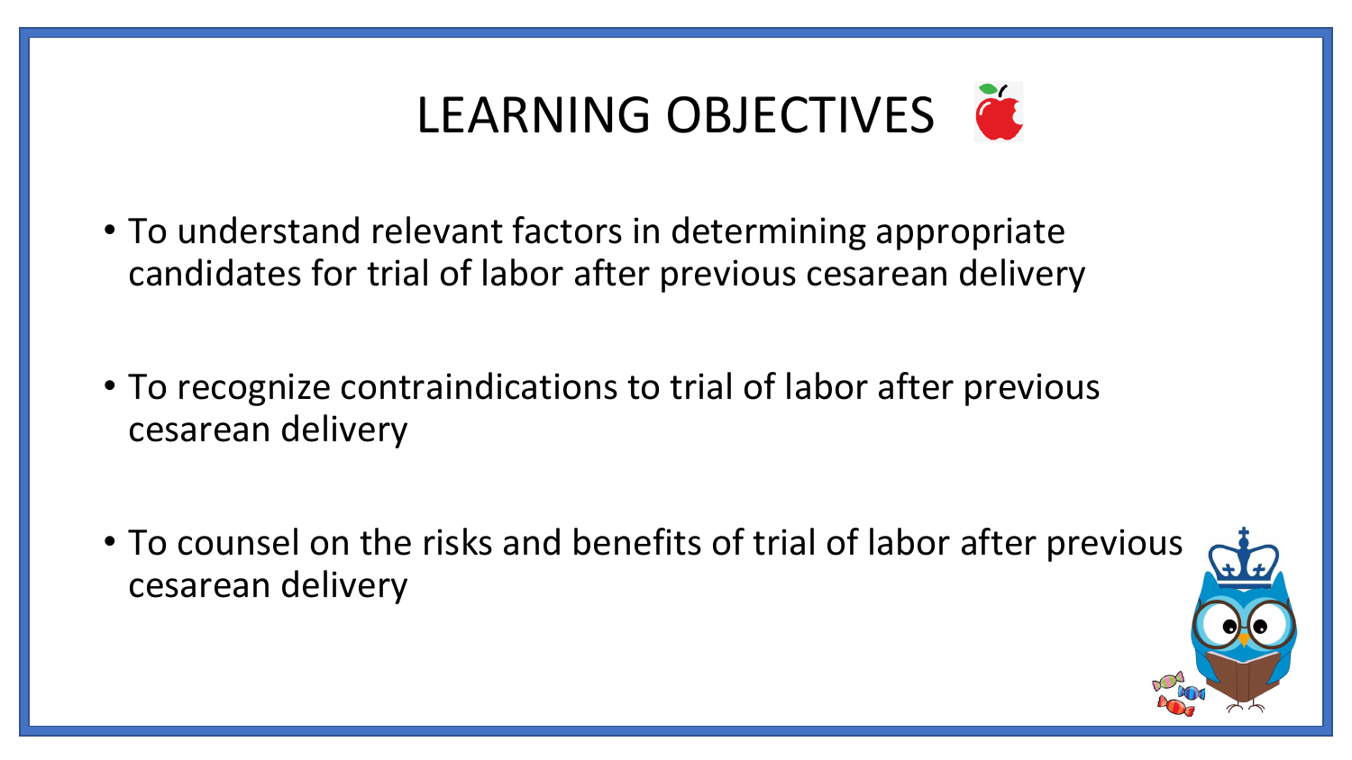# LEARNING OBJECTIVES

- To understand relevant factors in determining appropriate candidates for trial of labor after previous cesarean delivery
- To recognize contraindications to trial of labor after previous cesarean delivery
- To counsel on the risks and benefits of trial of labor after previous cesarean delivery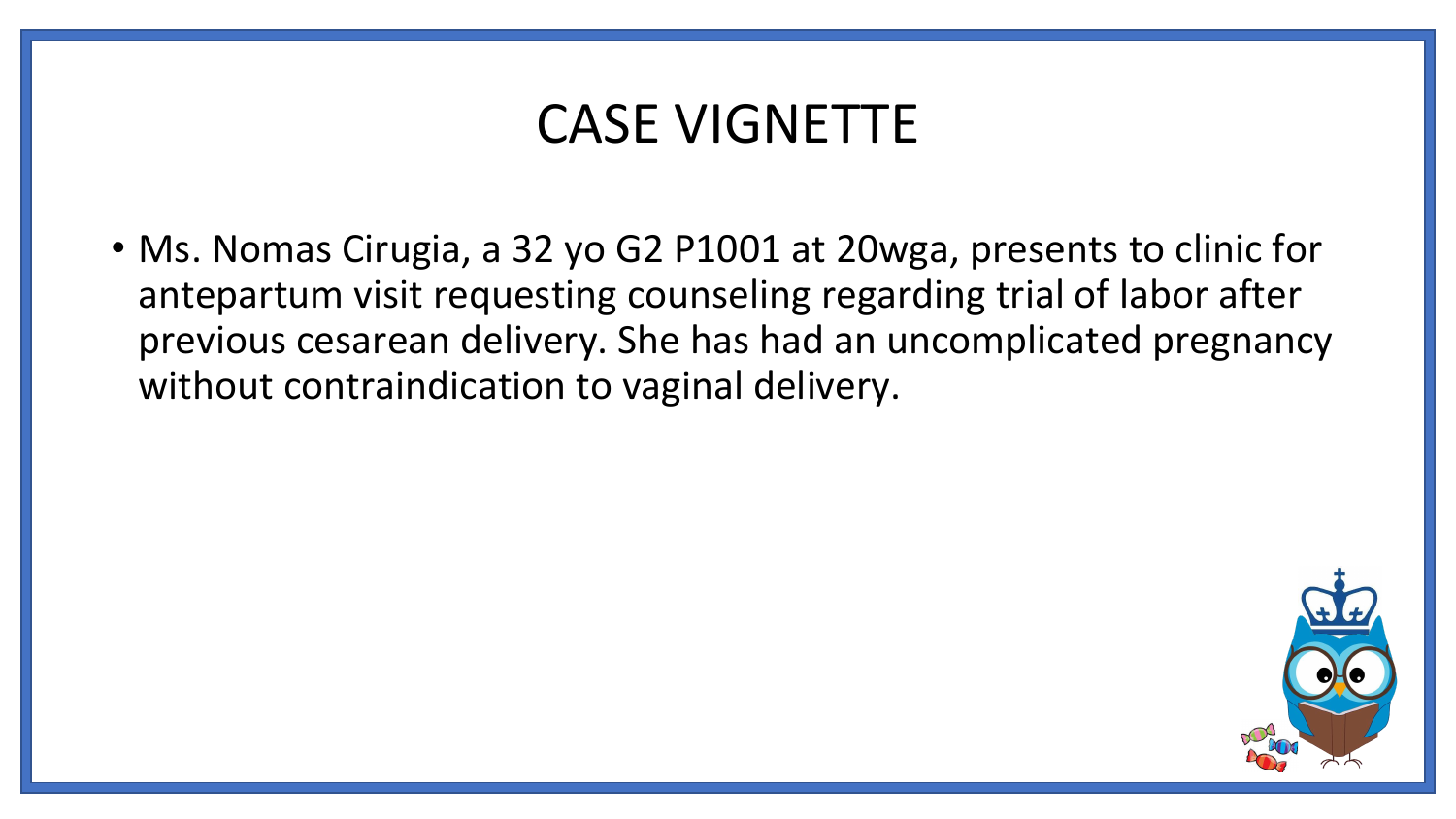# CASE VIGNETTE

- Ms. Nomas Cirugia, a 32 yo G2 P1001 at 20wga, presents to clinic for antepartum visit requesting counseling regarding trial of labor after previous cesarean delivery. She has had an uncomplicated pregnancy without contraindication to vaginal delivery.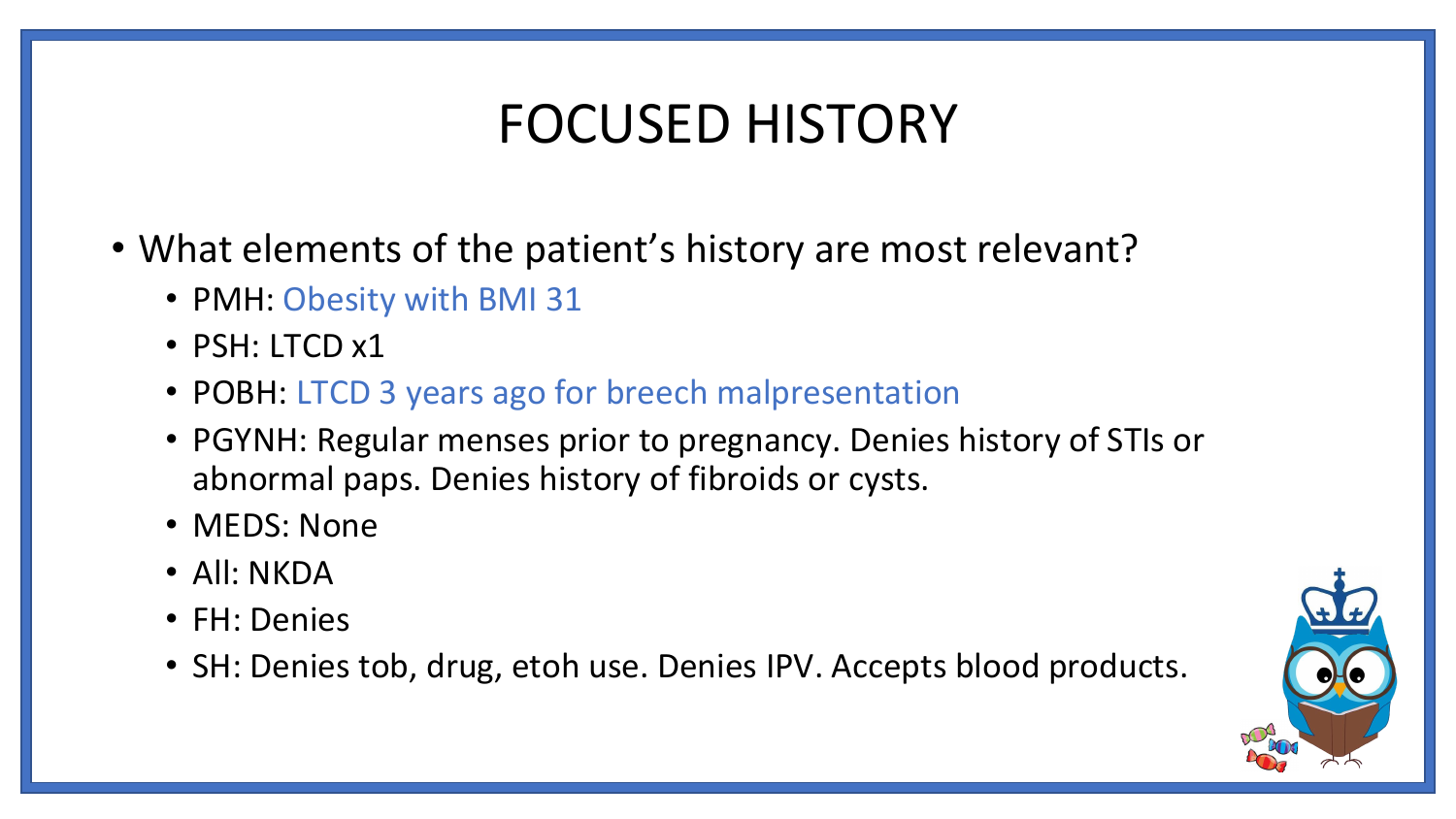# FOCUSED HISTORY

- What elements of the patient's history are most relevant?
  - PMH: Obesity with BMI 31
  - PSH: LTCD x1
  - POBH: LTCD 3 years ago for breech malpresentation
  - PGYNH: Regular menses prior to pregnancy. Denies history of STIs or abnormal paps. Denies history of fibroids or cysts.
  - MEDS: None
  - All: NKDA
  - FH: Denies
  - SH: Denies tob, drug, etoh use. Denies IPV. Accepts blood products.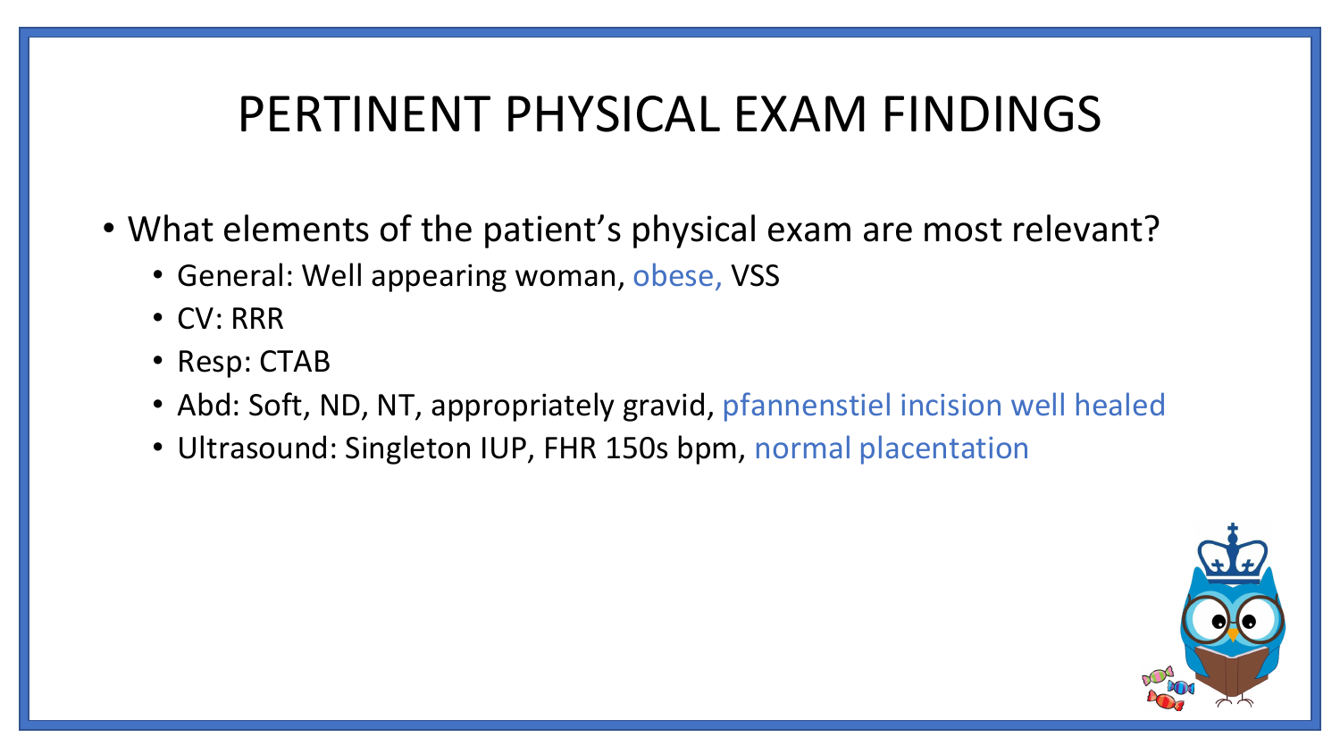# PERTINENT PHYSICAL EXAM FINDINGS

- What elements of the patient's physical exam are most relevant?
  - General: Well appearing woman, obese, VSS
  - CV: RRR
  - Resp: CTAB
  - Abd: Soft, ND, NT, appropriately gravid, pfannenstiel incision well healed
  - Ultrasound: Singleton IUP, FHR 150s bpm, normal placentation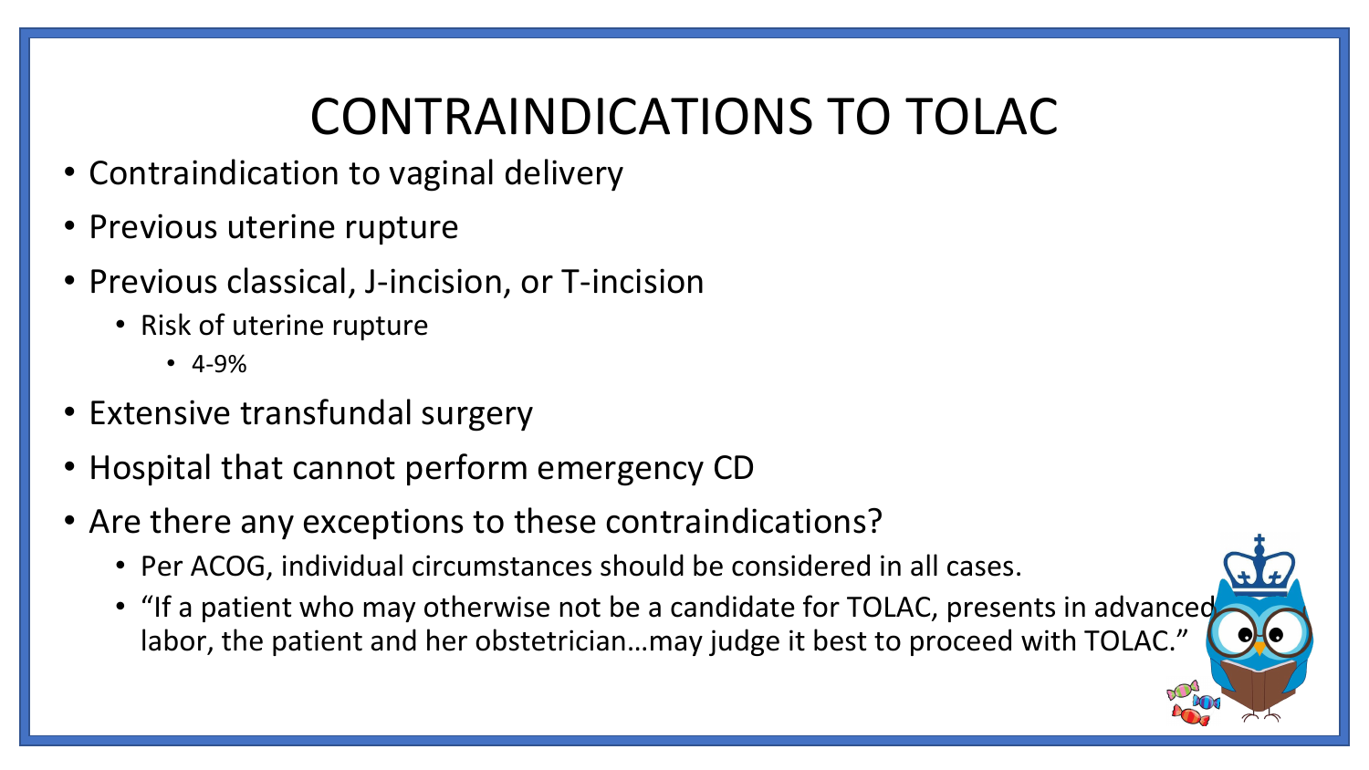# CONTRAINDICATIONS TO TOLAC

- Contraindication to vaginal delivery
- Previous uterine rupture
- Previous classical, J-incision, or T-incision
  - Risk of uterine rupture
    - 4-9%
- Extensive transfundal surgery
- Hospital that cannot perform emergency CD
- Are there any exceptions to these contraindications?
  - Per ACOG, individual circumstances should be considered in all cases.
  - "If a patient who may otherwise not be a candidate for TOLAC, presents in advanced labor, the patient and her obstetrician…may judge it best to proceed with TOLAC."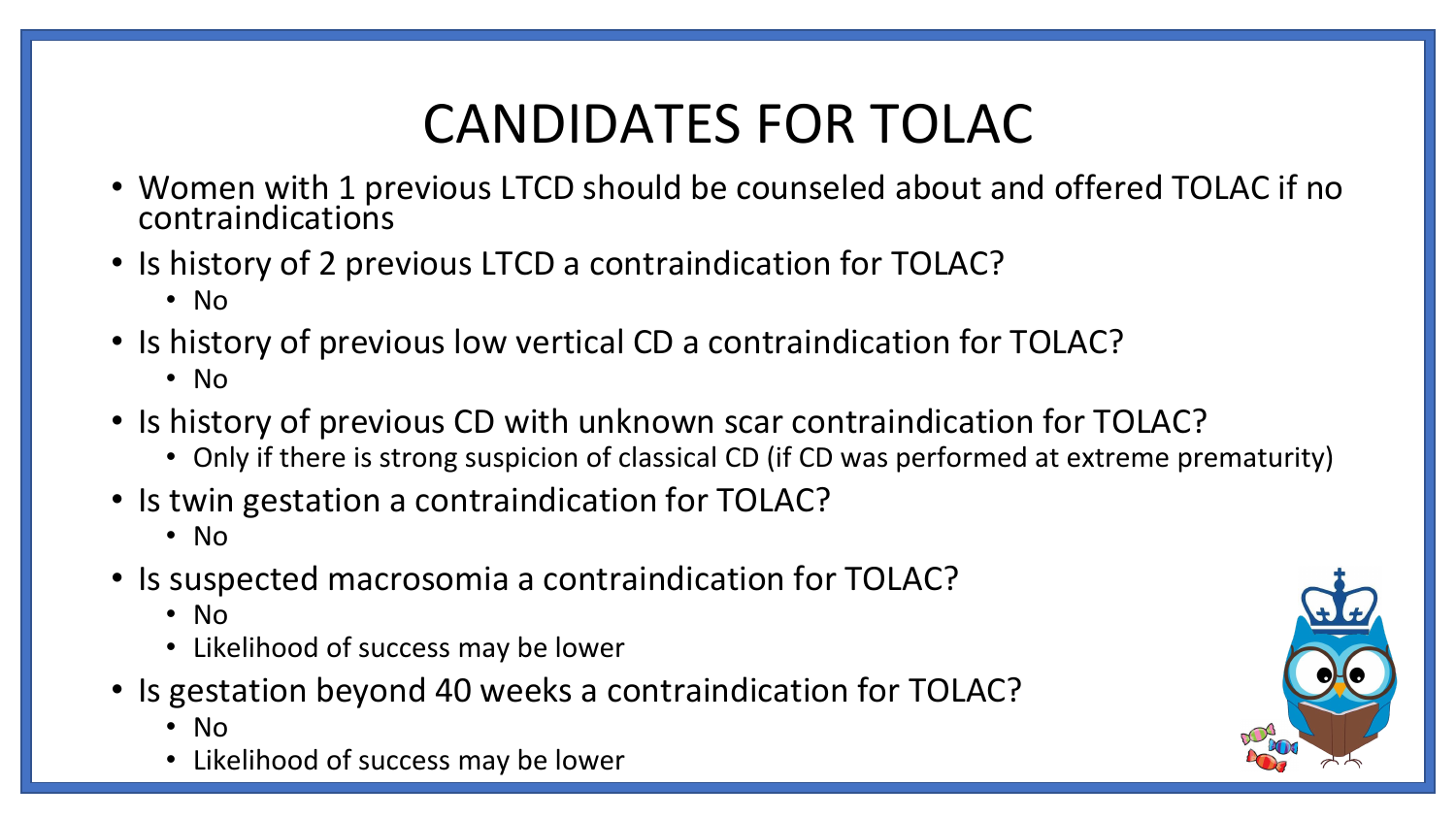# CANDIDATES FOR TOLAC

- Women with 1 previous LTCD should be counseled about and offered TOLAC if no contraindications
- Is history of 2 previous LTCD a contraindication for TOLAC?
  - No
- Is history of previous low vertical CD a contraindication for TOLAC?
  - No
- Is history of previous CD with unknown scar contraindication for TOLAC?
  - Only if there is strong suspicion of classical CD (if CD was performed at extreme prematurity)
- Is twin gestation a contraindication for TOLAC?
  - No
- Is suspected macrosomia a contraindication for TOLAC?
  - No
  - Likelihood of success may be lower
- Is gestation beyond 40 weeks a contraindication for TOLAC?
  - No
  - Likelihood of success may be lower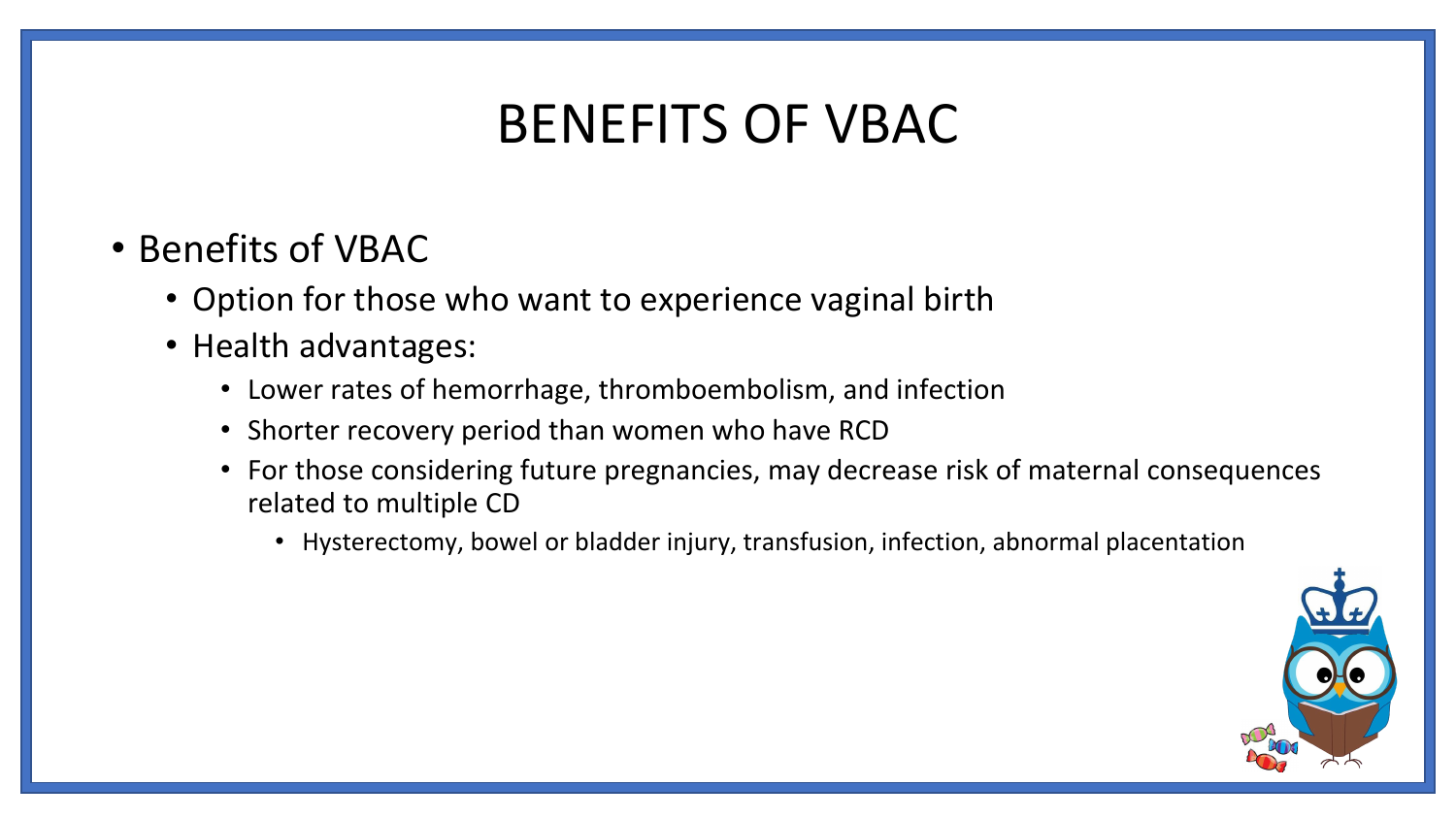# BENEFITS OF VBAC

- Benefits of VBAC
  - Option for those who want to experience vaginal birth
  - Health advantages:
    - Lower rates of hemorrhage, thromboembolism, and infection
    - Shorter recovery period than women who have RCD
    - For those considering future pregnancies, may decrease risk of maternal consequences related to multiple CD
      - Hysterectomy, bowel or bladder injury, transfusion, infection, abnormal placentation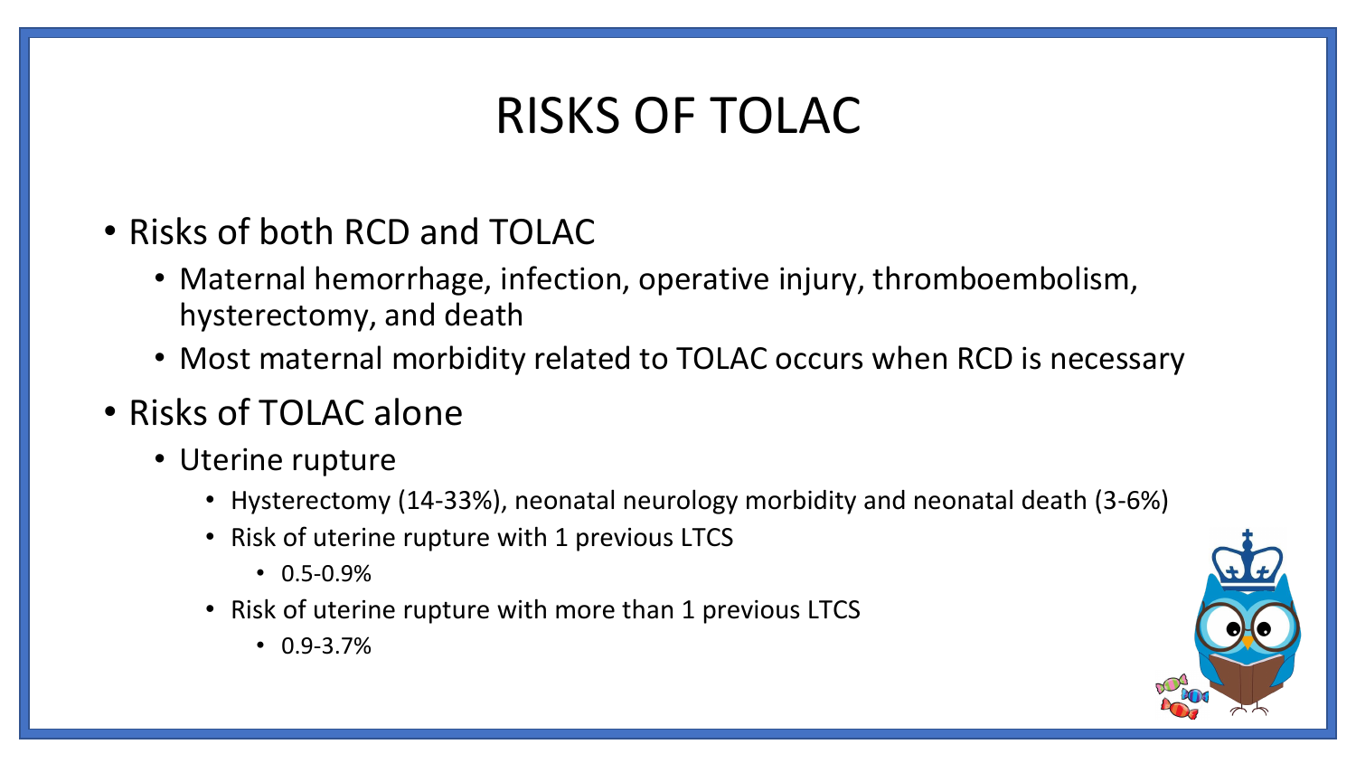# RISKS OF TOLAC

- Risks of both RCD and TOLAC
  - Maternal hemorrhage, infection, operative injury, thromboembolism, hysterectomy, and death
  - Most maternal morbidity related to TOLAC occurs when RCD is necessary
- Risks of TOLAC alone
  - Uterine rupture
    - Hysterectomy (14-33%), neonatal neurology morbidity and neonatal death (3-6%)
    - Risk of uterine rupture with 1 previous LTCS
      - 0.5-0.9%
    - Risk of uterine rupture with more than 1 previous LTCS
      - 0.9-3.7%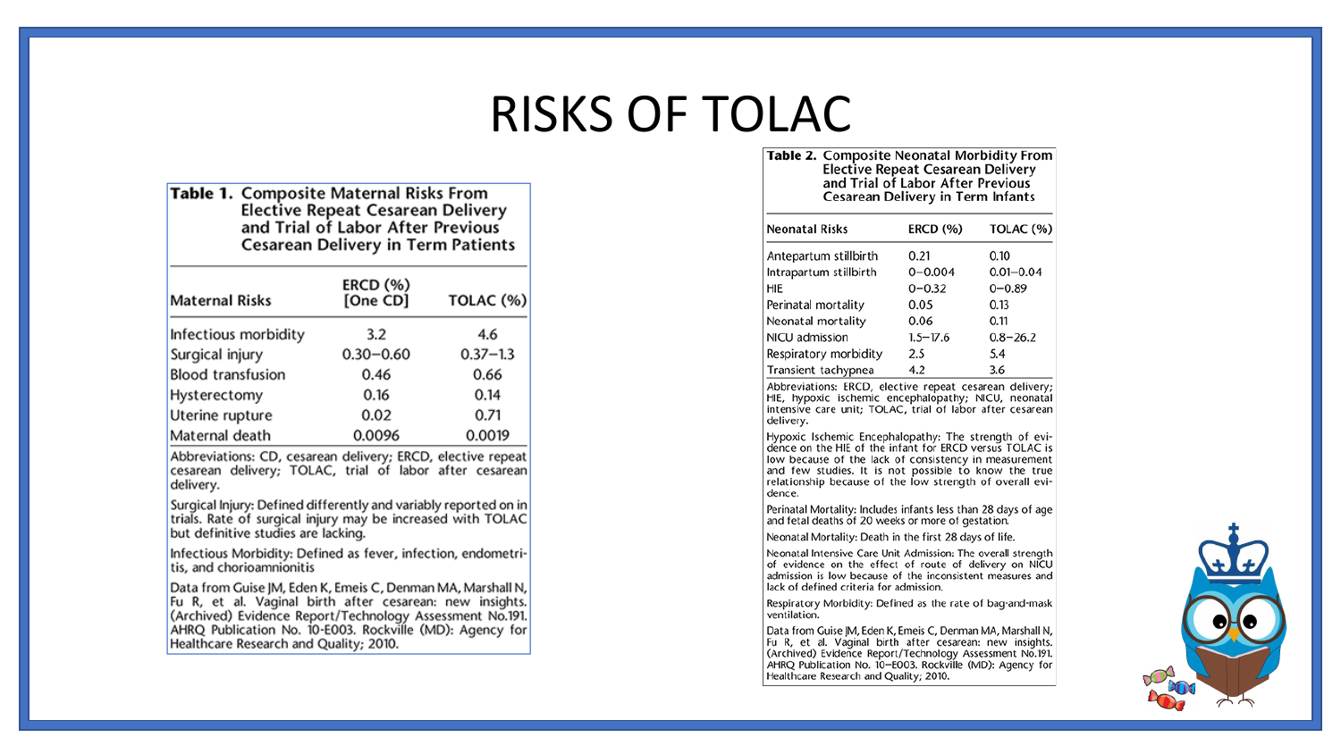# RISKS OF TOLAC

**Table 1.** Composite Maternal Risks From Elective Repeat Cesarean Delivery and Trial of Labor After Previous Cesarean Delivery in Term Patients

| Maternal Risks | ERCD (%) [One CD] | TOLAC (%) |
|---|---|---|
| Infectious morbidity | 3.2 | 4.6 |
| Surgical injury | 0.30–0.60 | 0.37–1.3 |
| Blood transfusion | 0.46 | 0.66 |
| Hysterectomy | 0.16 | 0.14 |
| Uterine rupture | 0.02 | 0.71 |
| Maternal death | 0.0096 | 0.0019 |

Abbreviations: CD, cesarean delivery; ERCD, elective repeat cesarean delivery; TOLAC, trial of labor after cesarean delivery.

Surgical Injury: Defined differently and variably reported on in trials. Rate of surgical injury may be increased with TOLAC but definitive studies are lacking.

Infectious Morbidity: Defined as fever, infection, endometritis, and chorioamnionitis

Data from Guise JM, Eden K, Emeis C, Denman MA, Marshall N, Fu R, et al. Vaginal birth after cesarean: new insights. (Archived) Evidence Report/Technology Assessment No.191. AHRQ Publication No. 10-E003. Rockville (MD): Agency for Healthcare Research and Quality; 2010.

**Table 2.** Composite Neonatal Morbidity From Elective Repeat Cesarean Delivery and Trial of Labor After Previous Cesarean Delivery in Term Infants

| Neonatal Risks | ERCD (%) | TOLAC (%) |
|---|---|---|
| Antepartum stillbirth | 0.21 | 0.10 |
| Intrapartum stillbirth | 0–0.004 | 0.01–0.04 |
| HIE | 0–0.32 | 0–0.89 |
| Perinatal mortality | 0.05 | 0.13 |
| Neonatal mortality | 0.06 | 0.11 |
| NICU admission | 1.5–17.6 | 0.8–26.2 |
| Respiratory morbidity | 2.5 | 5.4 |
| Transient tachypnea | 4.2 | 3.6 |

Abbreviations: ERCD, elective repeat cesarean delivery; HIE, hypoxic ischemic encephalopathy; NICU, neonatal intensive care unit; TOLAC, trial of labor after cesarean delivery.

Hypoxic Ischemic Encephalopathy: The strength of evidence on the HIE of the infant for ERCD versus TOLAC is low because of the lack of consistency in measurement and few studies. It is not possible to know the true relationship because of the low strength of overall evidence.

Perinatal Mortality: Includes infants less than 28 days of age and fetal deaths of 20 weeks or more of gestation.

Neonatal Mortality: Death in the first 28 days of life.

Neonatal Intensive Care Unit Admission: The overall strength of evidence on the effect of route of delivery on NICU admission is low because of the inconsistent measures and lack of defined criteria for admission.

Respiratory Morbidity: Defined as the rate of bag-and-mask ventilation.

Data from Guise JM, Eden K, Emeis C, Denman MA, Marshall N, Fu R, et al. Vaginal birth after cesarean: new insights. (Archived) Evidence Report/Technology Assessment No.191. AHRQ Publication No. 10-E003. Rockville (MD): Agency for Healthcare Research and Quality; 2010.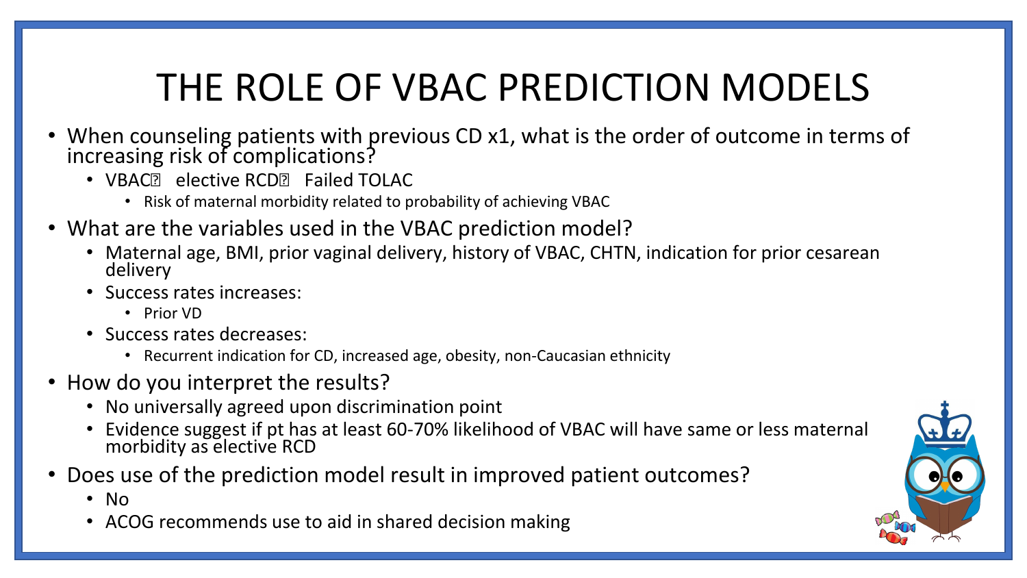# THE ROLE OF VBAC PREDICTION MODELS

- When counseling patients with previous CD x1, what is the order of outcome in terms of increasing risk of complications?
  - VBAC elective RCD Failed TOLAC
    - Risk of maternal morbidity related to probability of achieving VBAC
- What are the variables used in the VBAC prediction model?
  - Maternal age, BMI, prior vaginal delivery, history of VBAC, CHTN, indication for prior cesarean delivery
  - Success rates increases:
    - Prior VD
  - Success rates decreases:
    - Recurrent indication for CD, increased age, obesity, non-Caucasian ethnicity
- How do you interpret the results?
  - No universally agreed upon discrimination point
  - Evidence suggest if pt has at least 60-70% likelihood of VBAC will have same or less maternal morbidity as elective RCD
- Does use of the prediction model result in improved patient outcomes?
  - No
  - ACOG recommends use to aid in shared decision making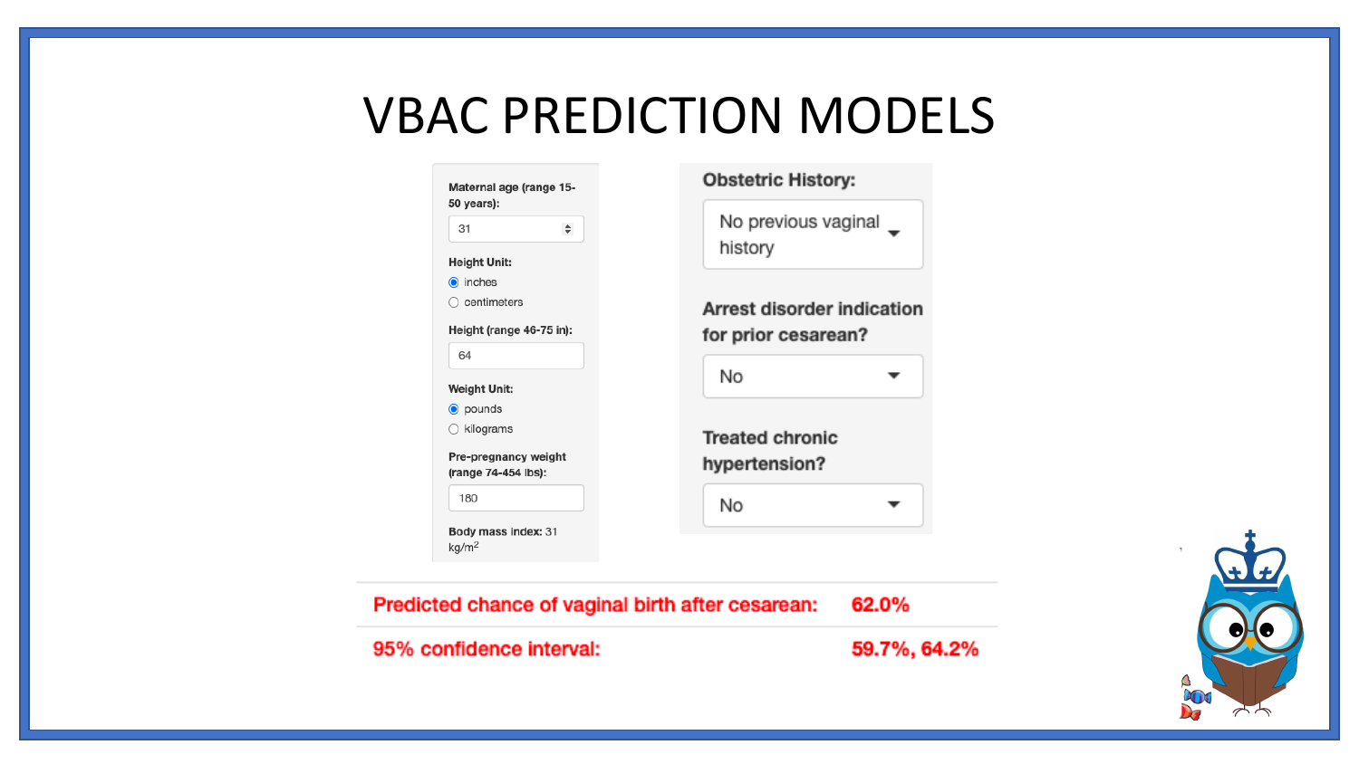# VBAC PREDICTION MODELS

**Maternal age (range 15-50 years):**

31

**Height Unit:**

- (selected) inches
- centimeters

**Height (range 46-75 in):**

64

**Weight Unit:**

- (selected) pounds
- kilograms

**Pre-pregnancy weight (range 74-454 lbs):**

180

**Body mass index:** 31 $kg/m^2$

**Obstetric History:**

No previous vaginal history

**Arrest disorder indication for prior cesarean?**

No

**Treated chronic hypertension?**

No

| | |
|---|---|
| Predicted chance of vaginal birth after cesarean: | 62.0% |
| 95% confidence interval: | 59.7%, 64.2% |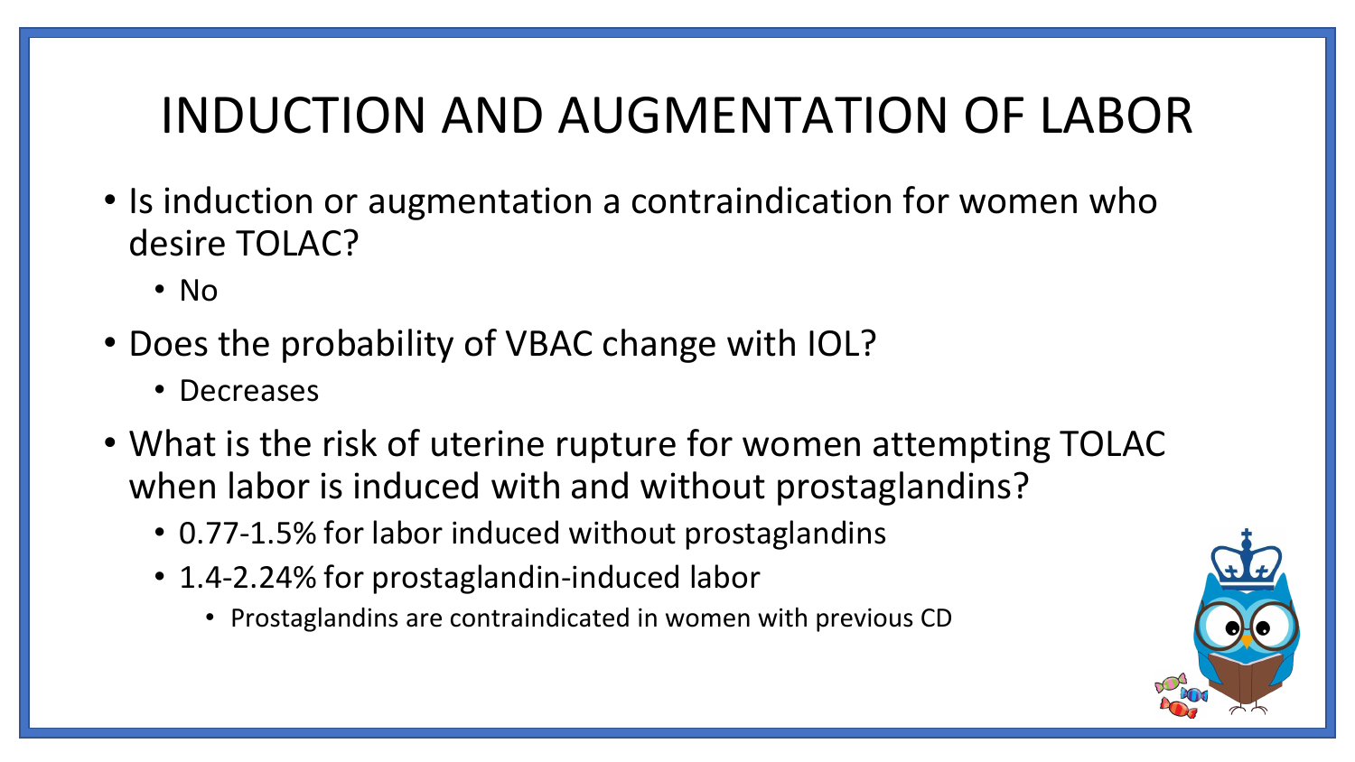# INDUCTION AND AUGMENTATION OF LABOR

- Is induction or augmentation a contraindication for women who desire TOLAC?
  - No
- Does the probability of VBAC change with IOL?
  - Decreases
- What is the risk of uterine rupture for women attempting TOLAC when labor is induced with and without prostaglandins?
  - 0.77-1.5% for labor induced without prostaglandins
  - 1.4-2.24% for prostaglandin-induced labor
    - Prostaglandins are contraindicated in women with previous CD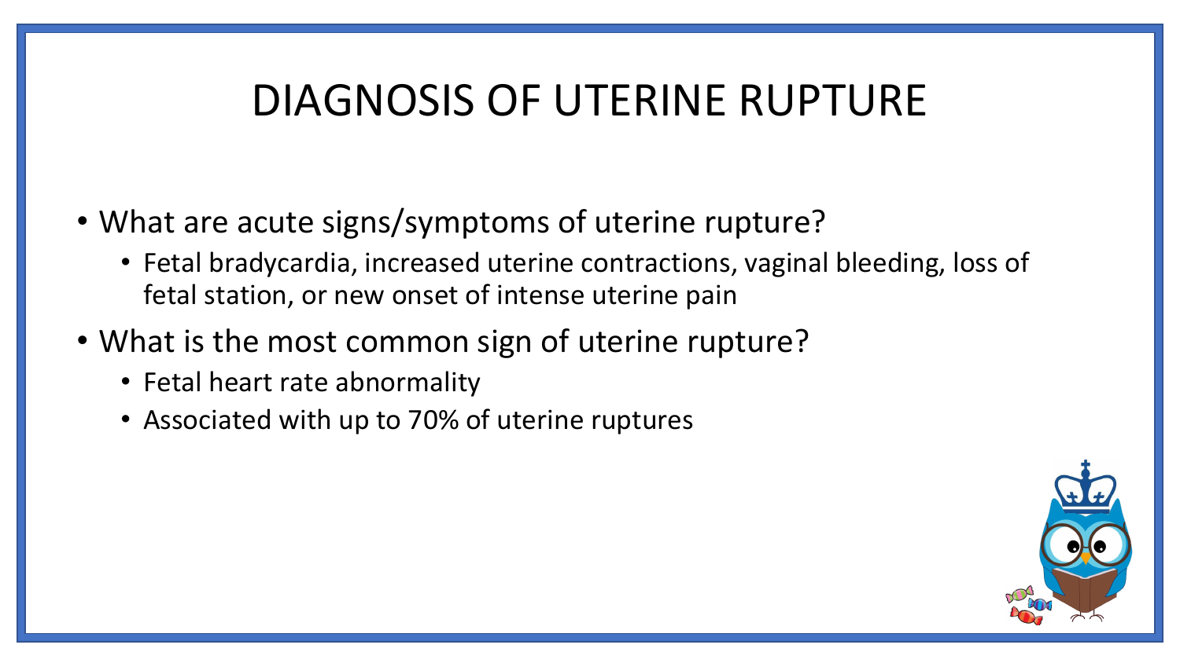# DIAGNOSIS OF UTERINE RUPTURE

- What are acute signs/symptoms of uterine rupture?
  - Fetal bradycardia, increased uterine contractions, vaginal bleeding, loss of fetal station, or new onset of intense uterine pain
- What is the most common sign of uterine rupture?
  - Fetal heart rate abnormality
  - Associated with up to 70% of uterine ruptures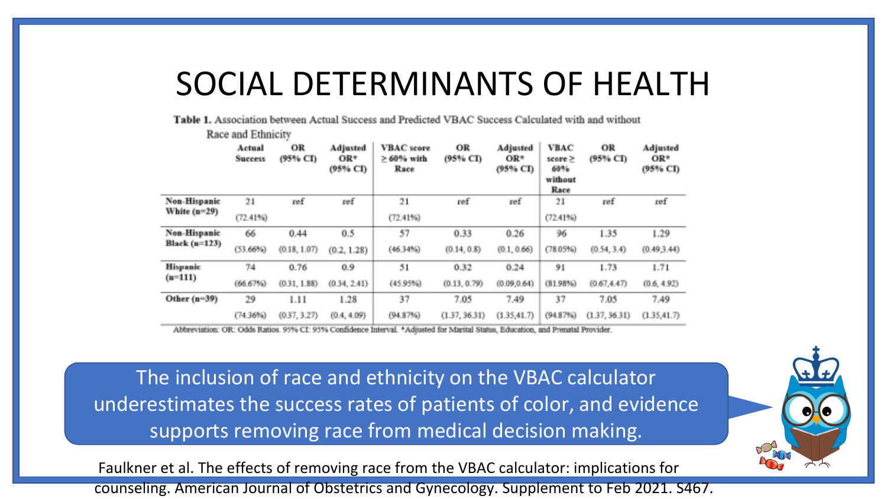# SOCIAL DETERMINANTS OF HEALTH

**Table 1.** Association between Actual Success and Predicted VBAC Success Calculated with and without Race and Ethnicity

| | Actual Success | OR (95% CI) | Adjusted OR* (95% CI) | VBAC score ≥ 60% with Race | OR (95% CI) | Adjusted OR* (95% CI) | VBAC score ≥ 60% without Race | OR (95% CI) | Adjusted OR* (95% CI) |
|---|---|---|---|---|---|---|---|---|---|
| Non-Hispanic White (n=29) | 21 (72.41%) | ref | ref | 21 (72.41%) | ref | ref | 21 (72.41%) | ref | ref |
| Non-Hispanic Black (n=123) | 66 (53.66%) | 0.44 (0.18, 1.07) | 0.5 (0.2, 1.28) | 57 (46.34%) | 0.33 (0.14, 0.8) | 0.26 (0.1, 0.66) | 96 (78.05%) | 1.35 (0.54, 3.4) | 1.29 (0.49,3.44) |
| Hispanic (n=111) | 74 (66.67%) | 0.76 (0.31, 1.88) | 0.9 (0.34, 2.41) | 51 (45.95%) | 0.32 (0.13, 0.79) | 0.24 (0.09,0.64) | 91 (81.98%) | 1.73 (0.67,4.47) | 1.71 (0.6, 4.92) |
| Other (n=39) | 29 (74.36%) | 1.11 (0.37, 3.27) | 1.28 (0.4, 4.09) | 37 (94.87%) | 7.05 (1.37, 36.31) | 7.49 (1.35,41.7) | 37 (94.87%) | 7.05 (1.37, 36.31) | 7.49 (1.35,41.7) |

Abbreviation: OR: Odds Ratios. 95% CI: 95% Confidence Interval. *Adjusted for Marital Status, Education, and Prenatal Provider.

The inclusion of race and ethnicity on the VBAC calculator underestimates the success rates of patients of color, and evidence supports removing race from medical decision making.

Faulkner et al. The effects of removing race from the VBAC calculator: implications for counseling. American Journal of Obstetrics and Gynecology. Supplement to Feb 2021. S467.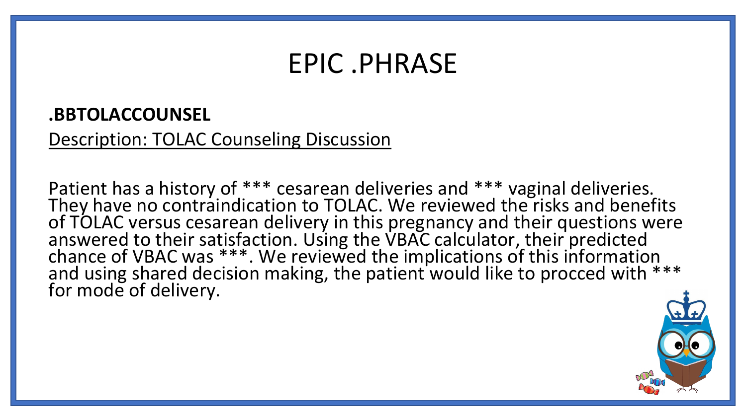# EPIC .PHRASE

**.BBTOLACCOUNSEL**

Description: TOLAC Counseling Discussion

Patient has a history of *** cesarean deliveries and *** vaginal deliveries. They have no contraindication to TOLAC. We reviewed the risks and benefits of TOLAC versus cesarean delivery in this pregnancy and their questions were answered to their satisfaction. Using the VBAC calculator, their predicted chance of VBAC was ***. We reviewed the implications of this information and using shared decision making, the patient would like to procced with *** for mode of delivery.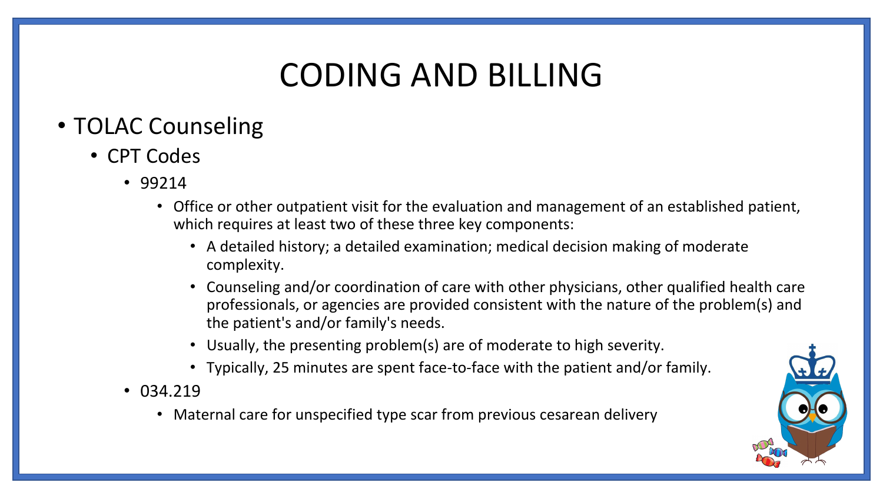# CODING AND BILLING

- TOLAC Counseling
  - CPT Codes
    - 99214
      - Office or other outpatient visit for the evaluation and management of an established patient, which requires at least two of these three key components:
        - A detailed history; a detailed examination; medical decision making of moderate complexity.
        - Counseling and/or coordination of care with other physicians, other qualified health care professionals, or agencies are provided consistent with the nature of the problem(s) and the patient's and/or family's needs.
        - Usually, the presenting problem(s) are of moderate to high severity.
        - Typically, 25 minutes are spent face-to-face with the patient and/or family.
    - 034.219
      - Maternal care for unspecified type scar from previous cesarean delivery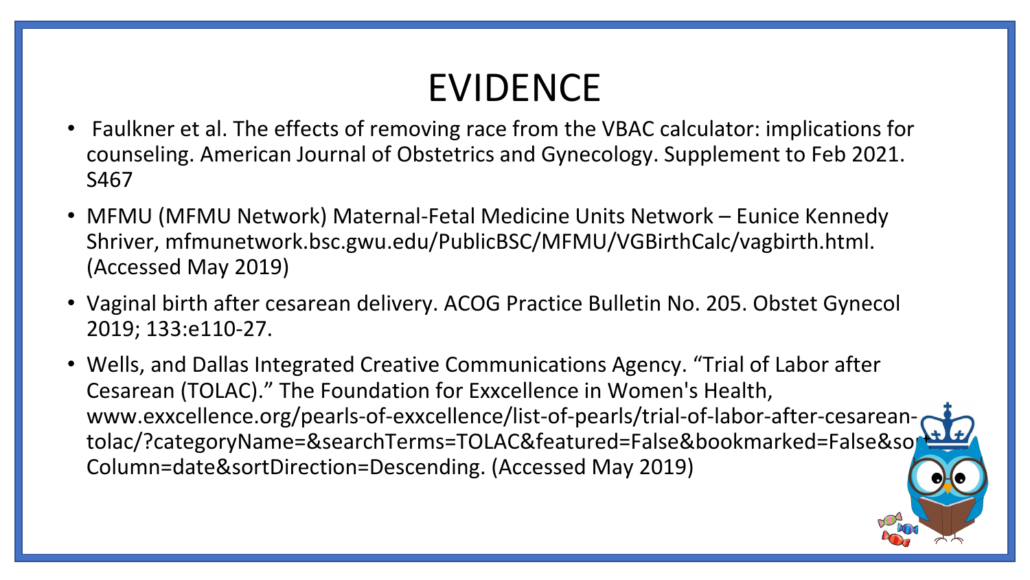# EVIDENCE

- Faulkner et al. The effects of removing race from the VBAC calculator: implications for counseling. American Journal of Obstetrics and Gynecology. Supplement to Feb 2021. S467
- MFMU (MFMU Network) Maternal-Fetal Medicine Units Network – Eunice Kennedy Shriver, mfmunetwork.bsc.gwu.edu/PublicBSC/MFMU/VGBirthCalc/vagbirth.html. (Accessed May 2019)
- Vaginal birth after cesarean delivery. ACOG Practice Bulletin No. 205. Obstet Gynecol 2019; 133:e110-27.
- Wells, and Dallas Integrated Creative Communications Agency. "Trial of Labor after Cesarean (TOLAC)." The Foundation for Exxcellence in Women's Health, www.exxcellence.org/pearls-of-exxcellence/list-of-pearls/trial-of-labor-after-cesarean-tolac/?categoryName=&searchTerms=TOLAC&featured=False&bookmarked=False&sortColumn=date&sortDirection=Descending. (Accessed May 2019)